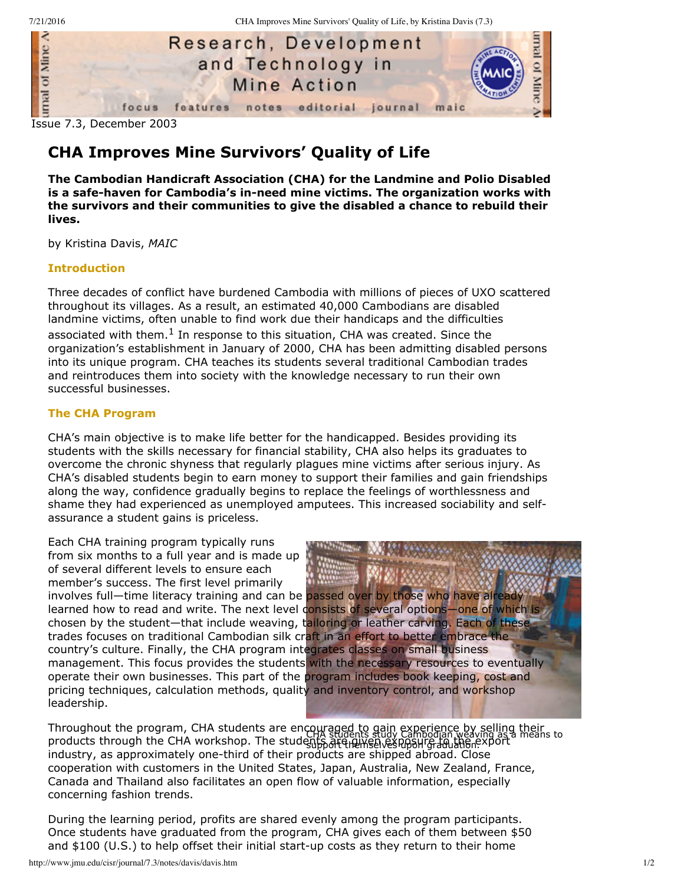Issue 7.3, December 2003

# CHA Improves Mine Survivors' Quality of Life

**The Cambodian Handicraft Association (CHA) for the Landmine and Polio Disabled is a safe-haven for Cambodia's in-need mine victims. The organization works with the survivors and their communities to give the disabled a chance to rebuild their lives.**

by Kristina Davis, *MAIC*

## Introduction

Three decades of conflict have burdened Cambodia with millions of pieces of UXO scattered throughout its villages. As a result, an estimated 40,000 Cambodians are disabled landmine victims, often unable to find work due their handicaps and the difficulties associated with them.[1] In response to this situation, CHA was created. Since the organization's establishment in January of 2000, CHA has been admitting disabled persons into its unique program. CHA teaches its students several traditional Cambodian trades and reintroduces them into society with the knowledge necessary to run their own successful businesses.

## The CHA Program

CHA's main objective is to make life better for the handicapped. Besides providing its students with the skills necessary for financial stability, CHA also helps its graduates to overcome the chronic shyness that regularly plagues mine victims after serious injury. As CHA's disabled students begin to earn money to support their families and gain friendships along the way, confidence gradually begins to replace the feelings of worthlessness and shame they had experienced as unemployed amputees. This increased sociability and self-assurance a student gains is priceless.

Each CHA training program typically runs from six months to a full year and is made up of several different levels to ensure each member's success. The first level primarily involves full—time literacy training and can be passed over by those who have already learned how to read and write. The next level consists of several options—one of which is chosen by the student—that include weaving, tailoring or leather carving. Each of these trades focuses on traditional Cambodian silk craft in an effort to better embrace the country's culture. Finally, the CHA program integrates classes on small business management. This focus provides the students with the necessary resources to eventually operate their own businesses. This part of the program includes book keeping, cost and pricing techniques, calculation methods, quality and inventory control, and workshop leadership.

CHA students study Cambodian weaving as a means to support themselves upon graduation.

Throughout the program, CHA students are encouraged to gain experience by selling their products through the CHA workshop. The students are given exposure to the export industry, as approximately one-third of their products are shipped abroad. Close cooperation with customers in the United States, Japan, Australia, New Zealand, France, Canada and Thailand also facilitates an open flow of valuable information, especially concerning fashion trends.

During the learning period, profits are shared evenly among the program participants. Once students have graduated from the program, CHA gives each of them between $50 and $100 (U.S.) to help offset their initial start-up costs as they return to their home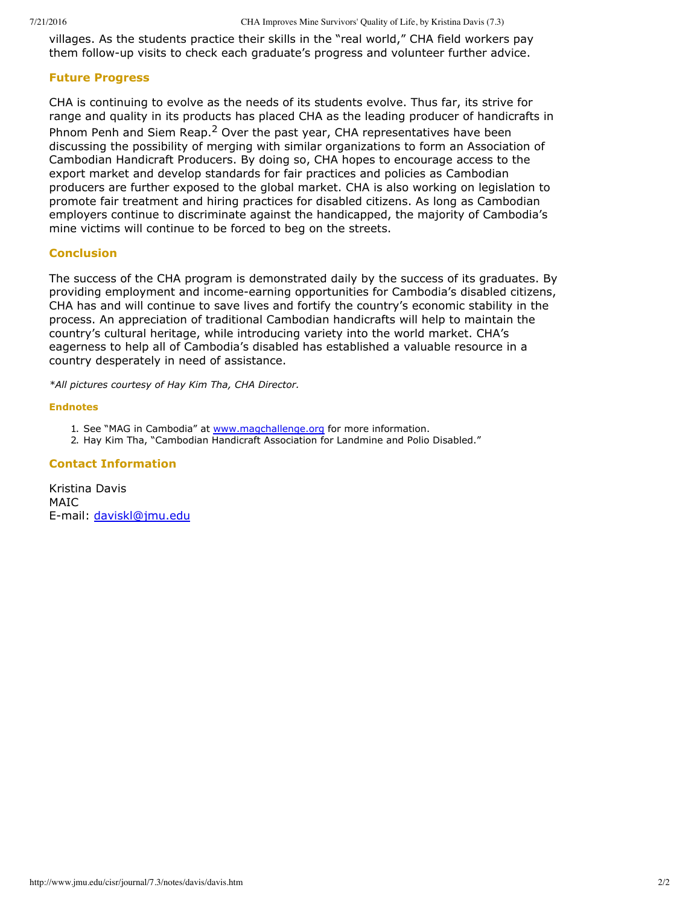villages. As the students practice their skills in the "real world," CHA field workers pay them follow-up visits to check each graduate's progress and volunteer further advice.

### Future Progress

CHA is continuing to evolve as the needs of its students evolve. Thus far, its strive for range and quality in its products has placed CHA as the leading producer of handicrafts in Phnom Penh and Siem Reap.[2] Over the past year, CHA representatives have been discussing the possibility of merging with similar organizations to form an Association of Cambodian Handicraft Producers. By doing so, CHA hopes to encourage access to the export market and develop standards for fair practices and policies as Cambodian producers are further exposed to the global market. CHA is also working on legislation to promote fair treatment and hiring practices for disabled citizens. As long as Cambodian employers continue to discriminate against the handicapped, the majority of Cambodia's mine victims will continue to be forced to beg on the streets.

### Conclusion

The success of the CHA program is demonstrated daily by the success of its graduates. By providing employment and income-earning opportunities for Cambodia's disabled citizens, CHA has and will continue to save lives and fortify the country's economic stability in the process. An appreciation of traditional Cambodian handicrafts will help to maintain the country's cultural heritage, while introducing variety into the world market. CHA's eagerness to help all of Cambodia's disabled has established a valuable resource in a country desperately in need of assistance.

*\*All pictures courtesy of Hay Kim Tha, CHA Director.*

#### Endnotes

1. See "MAG in Cambodia" at www.magchallenge.org for more information.
2. Hay Kim Tha, "Cambodian Handicraft Association for Landmine and Polio Disabled."

### Contact Information

Kristina Davis
MAIC
E-mail: daviskl@jmu.edu